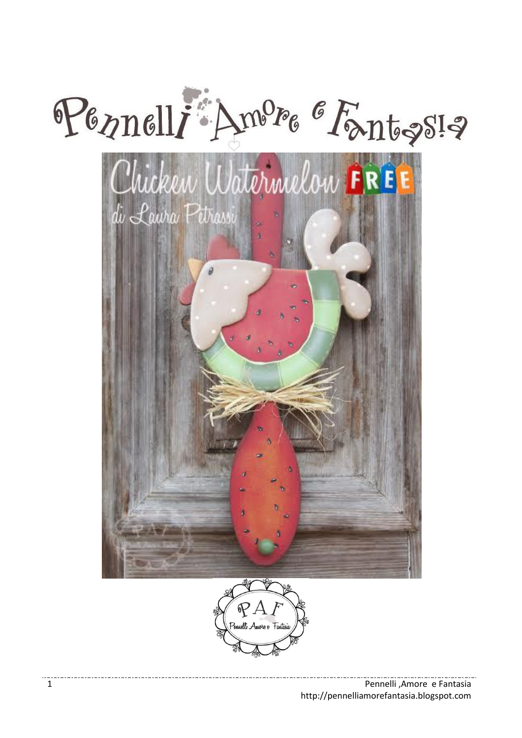# Pennelli Amore e Fantasia

## Chicken Watermelon FREE

di Laura Petrassi

PAF
Pennelli Amore e Fantasia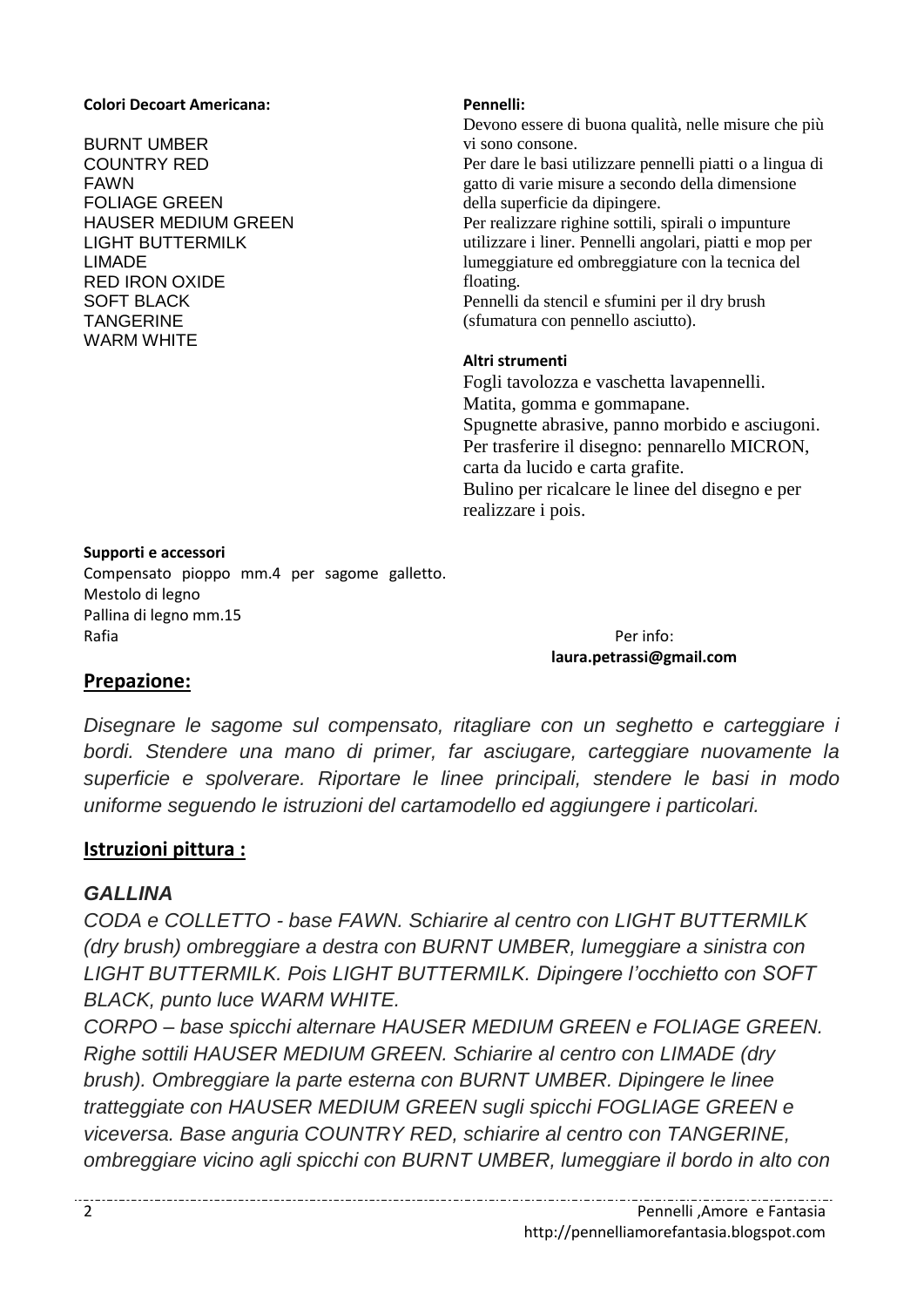**Colori Decoart Americana:**

BURNT UMBER
COUNTRY RED
FAWN
FOLIAGE GREEN
HAUSER MEDIUM GREEN
LIGHT BUTTERMILK
LIMADE
RED IRON OXIDE
SOFT BLACK
TANGERINE
WARM WHITE

**Pennelli:**

Devono essere di buona qualità, nelle misure che più vi sono consone.
Per dare le basi utilizzare pennelli piatti o a lingua di gatto di varie misure a secondo della dimensione della superficie da dipingere.
Per realizzare righine sottili, spirali o impunture utilizzare i liner. Pennelli angolari, piatti e mop per lumeggiature ed ombreggiature con la tecnica del floating.
Pennelli da stencil e sfumini per il dry brush (sfumatura con pennello asciutto).

**Altri strumenti**

Fogli tavolozza e vaschetta lavapennelli.
Matita, gomma e gommapane.
Spugnette abrasive, panno morbido e asciugoni.
Per trasferire il disegno: pennarello MICRON, carta da lucido e carta grafite.
Bulino per ricalcare le linee del disegno e per realizzare i pois.

**Supporti e accessori**

Compensato pioppo mm.4 per sagome galletto.
Mestolo di legno
Pallina di legno mm.15
Rafia

Per info:
**laura.petrassi@gmail.com**

## Prepazione:

*Disegnare le sagome sul compensato, ritagliare con un seghetto e carteggiare i bordi. Stendere una mano di primer, far asciugare, carteggiare nuovamente la superficie e spolverare. Riportare le linee principali, stendere le basi in modo uniforme seguendo le istruzioni del cartamodello ed aggiungere i particolari.*

## Istruzioni pittura :

### *GALLINA*

*CODA e COLLETTO - base FAWN. Schiarire al centro con LIGHT BUTTERMILK (dry brush) ombreggiare a destra con BURNT UMBER, lumeggiare a sinistra con LIGHT BUTTERMILK. Pois LIGHT BUTTERMILK. Dipingere l'occhietto con SOFT BLACK, punto luce WARM WHITE.*
*CORPO – base spicchi alternare HAUSER MEDIUM GREEN e FOLIAGE GREEN. Righe sottili HAUSER MEDIUM GREEN. Schiarire al centro con LIMADE (dry brush). Ombreggiare la parte esterna con BURNT UMBER. Dipingere le linee tratteggiate con HAUSER MEDIUM GREEN sugli spicchi FOGLIAGE GREEN e viceversa. Base anguria COUNTRY RED, schiarire al centro con TANGERINE, ombreggiare vicino agli spicchi con BURNT UMBER, lumeggiare il bordo in alto con*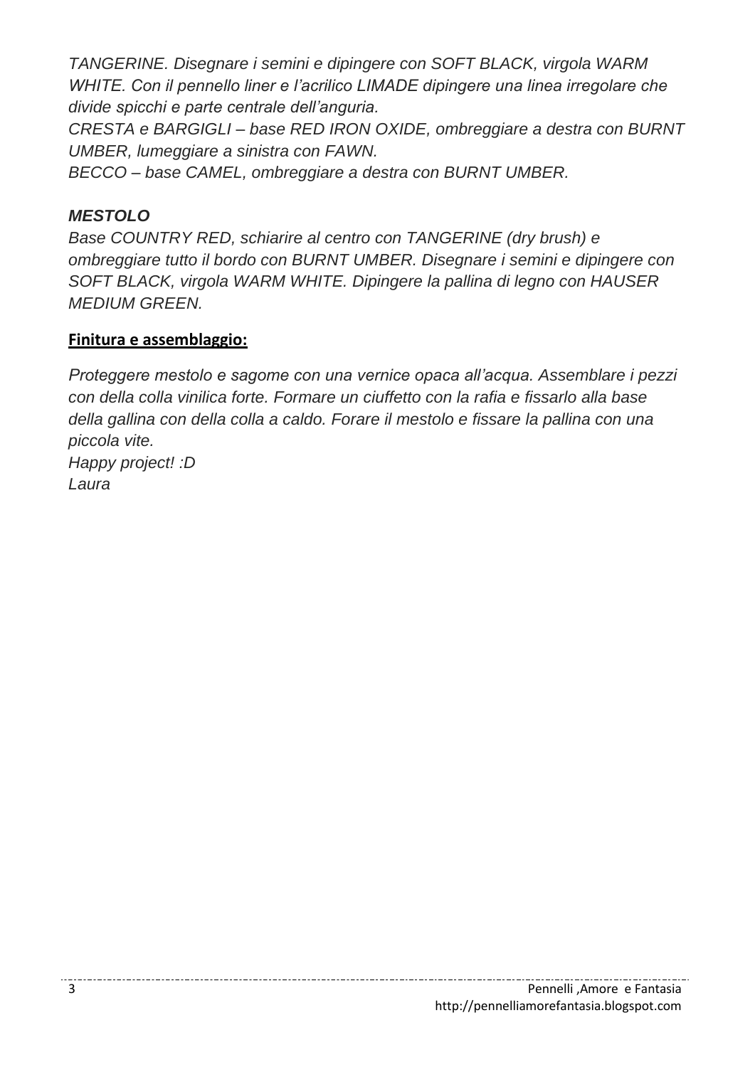*TANGERINE. Disegnare i semini e dipingere con SOFT BLACK, virgola WARM WHITE. Con il pennello liner e l'acrilico LIMADE dipingere una linea irregolare che divide spicchi e parte centrale dell'anguria.*
*CRESTA e BARGIGLI – base RED IRON OXIDE, ombreggiare a destra con BURNT UMBER, lumeggiare a sinistra con FAWN.*
*BECCO – base CAMEL, ombreggiare a destra con BURNT UMBER.*

***MESTOLO***
*Base COUNTRY RED, schiarire al centro con TANGERINE (dry brush) e ombreggiare tutto il bordo con BURNT UMBER. Disegnare i semini e dipingere con SOFT BLACK, virgola WARM WHITE. Dipingere la pallina di legno con HAUSER MEDIUM GREEN.*

**Finitura e assemblaggio:**

*Proteggere mestolo e sagome con una vernice opaca all'acqua. Assemblare i pezzi con della colla vinilica forte. Formare un ciuffetto con la rafia e fissarlo alla base della gallina con della colla a caldo. Forare il mestolo e fissare la pallina con una piccola vite.*
*Happy project! :D*
*Laura*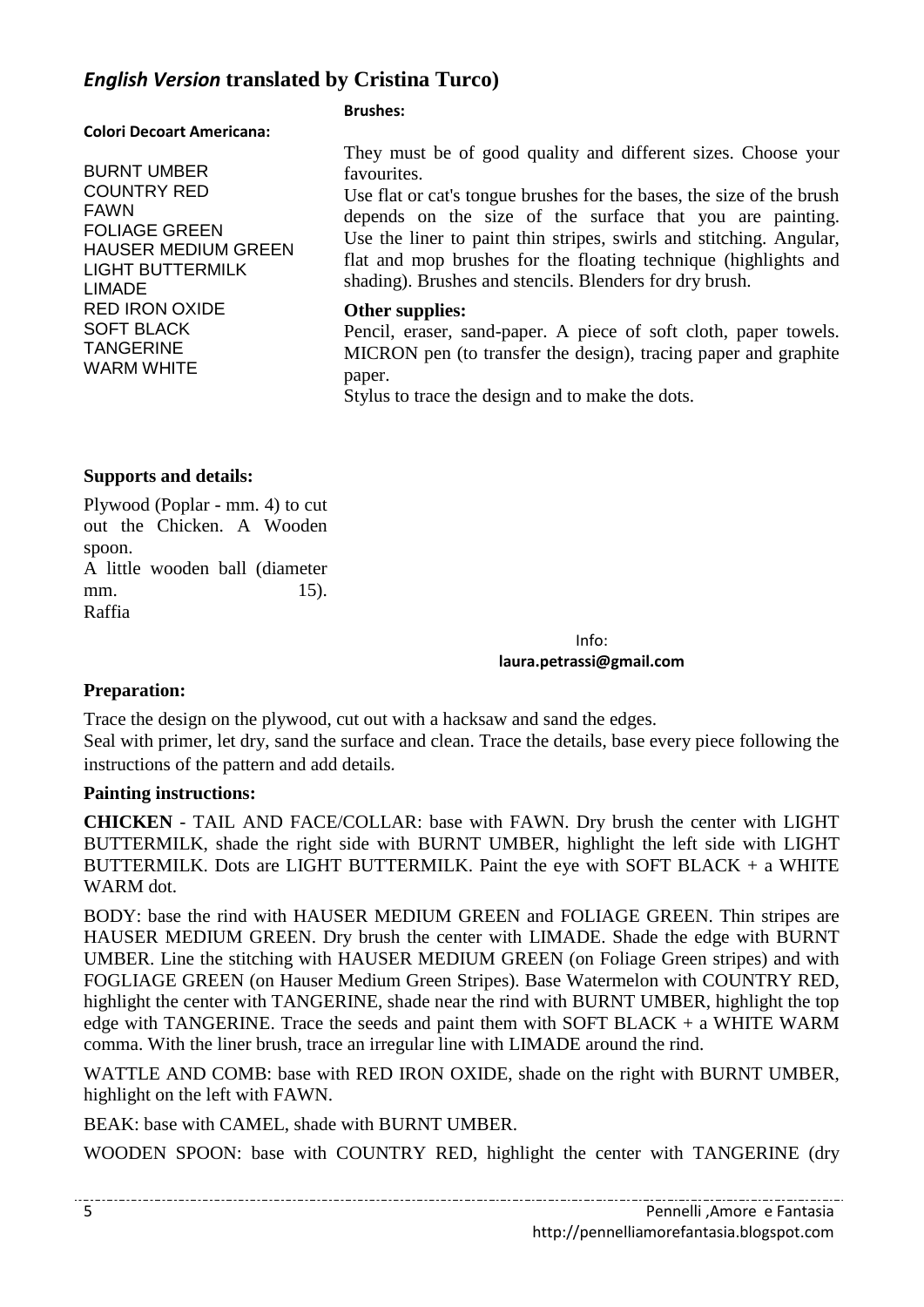## *English Version* translated by Cristina Turco)

**Colori Decoart Americana:**

BURNT UMBER
COUNTRY RED
FAWN
FOLIAGE GREEN
HAUSER MEDIUM GREEN
LIGHT BUTTERMILK
LIMADE
RED IRON OXIDE
SOFT BLACK
TANGERINE
WARM WHITE

**Brushes:**

They must be of good quality and different sizes. Choose your favourites.
Use flat or cat's tongue brushes for the bases, the size of the brush depends on the size of the surface that you are painting. Use the liner to paint thin stripes, swirls and stitching. Angular, flat and mop brushes for the floating technique (highlights and shading). Brushes and stencils. Blenders for dry brush.

**Other supplies:**

Pencil, eraser, sand-paper. A piece of soft cloth, paper towels. MICRON pen (to transfer the design), tracing paper and graphite paper.
Stylus to trace the design and to make the dots.

**Supports and details:**

Plywood (Poplar - mm. 4) to cut out the Chicken. A Wooden spoon.
A little wooden ball (diameter mm. 15).
Raffia

Info:
**laura.petrassi@gmail.com**

**Preparation:**

Trace the design on the plywood, cut out with a hacksaw and sand the edges.
Seal with primer, let dry, sand the surface and clean. Trace the details, base every piece following the instructions of the pattern and add details.

**Painting instructions:**

**CHICKEN** - TAIL AND FACE/COLLAR: base with FAWN. Dry brush the center with LIGHT BUTTERMILK, shade the right side with BURNT UMBER, highlight the left side with LIGHT BUTTERMILK. Dots are LIGHT BUTTERMILK. Paint the eye with SOFT BLACK + a WHITE WARM dot.

BODY: base the rind with HAUSER MEDIUM GREEN and FOLIAGE GREEN. Thin stripes are HAUSER MEDIUM GREEN. Dry brush the center with LIMADE. Shade the edge with BURNT UMBER. Line the stitching with HAUSER MEDIUM GREEN (on Foliage Green stripes) and with FOGLIAGE GREEN (on Hauser Medium Green Stripes). Base Watermelon with COUNTRY RED, highlight the center with TANGERINE, shade near the rind with BURNT UMBER, highlight the top edge with TANGERINE. Trace the seeds and paint them with SOFT BLACK + a WHITE WARM comma. With the liner brush, trace an irregular line with LIMADE around the rind.

WATTLE AND COMB: base with RED IRON OXIDE, shade on the right with BURNT UMBER, highlight on the left with FAWN.

BEAK: base with CAMEL, shade with BURNT UMBER.

WOODEN SPOON: base with COUNTRY RED, highlight the center with TANGERINE (dry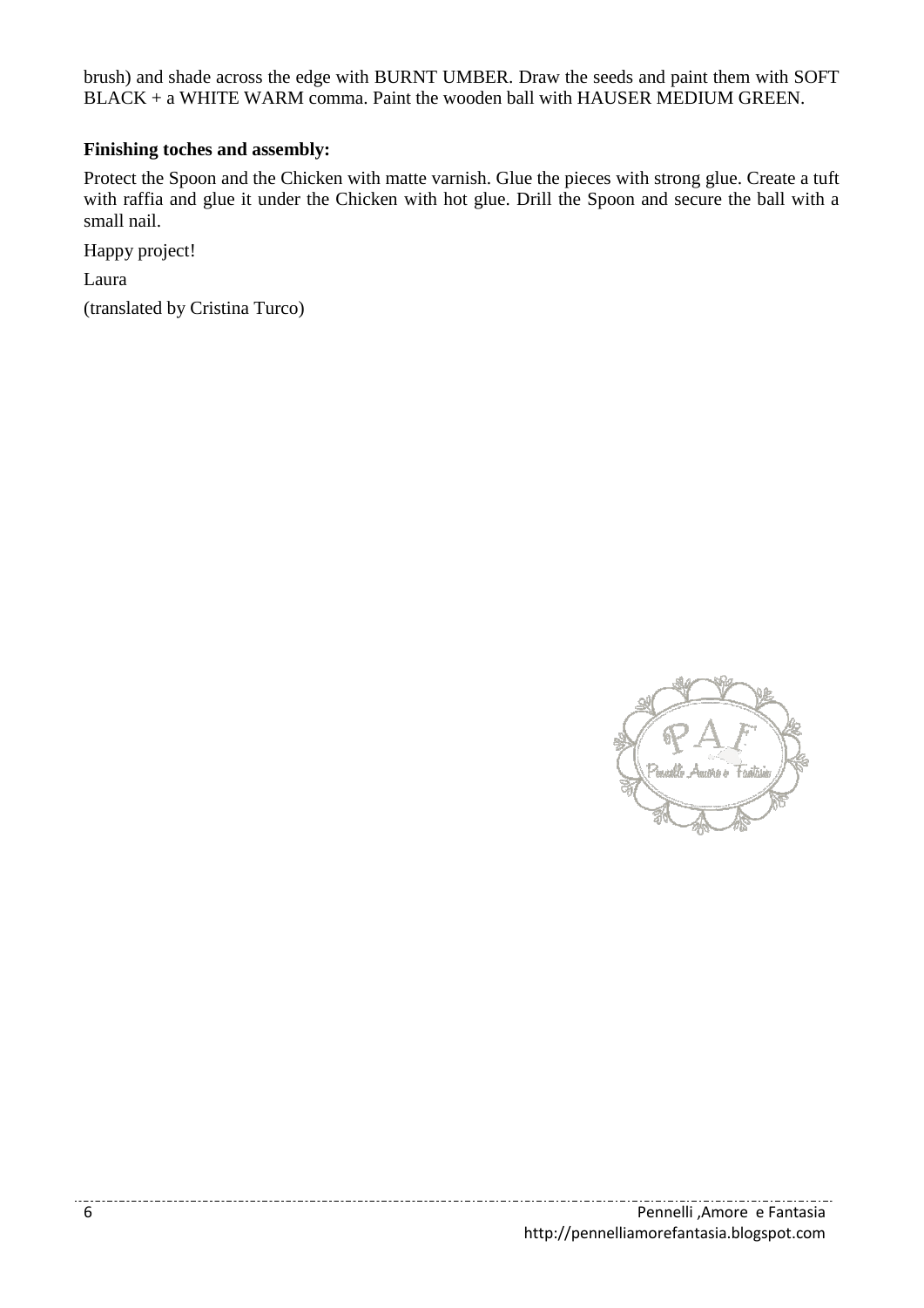brush) and shade across the edge with BURNT UMBER. Draw the seeds and paint them with SOFT BLACK + a WHITE WARM comma. Paint the wooden ball with HAUSER MEDIUM GREEN.

**Finishing toches and assembly:**

Protect the Spoon and the Chicken with matte varnish. Glue the pieces with strong glue. Create a tuft with raffia and glue it under the Chicken with hot glue. Drill the Spoon and secure the ball with a small nail.

Happy project!

Laura

(translated by Cristina Turco)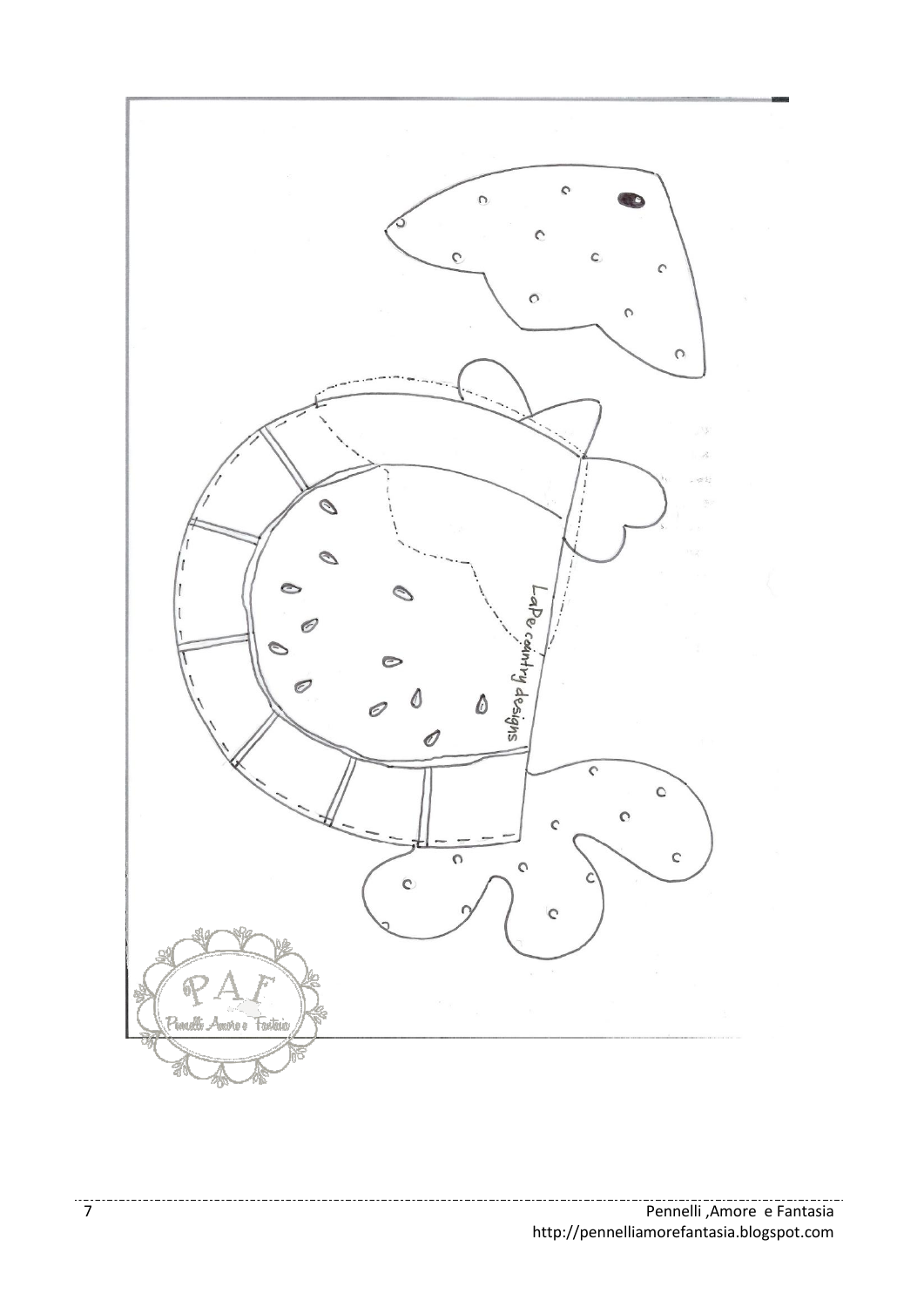LaPe country designs